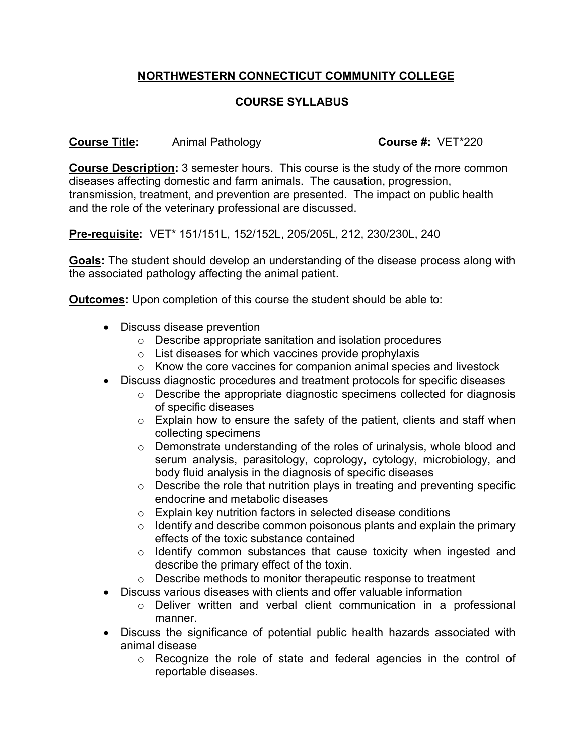## NORTHWESTERN CONNECTICUT COMMUNITY COLLEGE

## COURSE SYLLABUS

**Course Title:** Animal Pathology **Course #:** VET*220

**Course Description:** 3 semester hours. This course is the study of the more common diseases affecting domestic and farm animals. The causation, progression, transmission, treatment, and prevention are presented. The impact on public health and the role of the veterinary professional are discussed.

**Pre-requisite:** VET* 151/151L, 152/152L, 205/205L, 212, 230/230L, 240

**Goals:** The student should develop an understanding of the disease process along with the associated pathology affecting the animal patient.

**Outcomes:** Upon completion of this course the student should be able to:

- Discuss disease prevention
  - Describe appropriate sanitation and isolation procedures
  - List diseases for which vaccines provide prophylaxis
  - Know the core vaccines for companion animal species and livestock
- Discuss diagnostic procedures and treatment protocols for specific diseases
  - Describe the appropriate diagnostic specimens collected for diagnosis of specific diseases
  - Explain how to ensure the safety of the patient, clients and staff when collecting specimens
  - Demonstrate understanding of the roles of urinalysis, whole blood and serum analysis, parasitology, coprology, cytology, microbiology, and body fluid analysis in the diagnosis of specific diseases
  - Describe the role that nutrition plays in treating and preventing specific endocrine and metabolic diseases
  - Explain key nutrition factors in selected disease conditions
  - Identify and describe common poisonous plants and explain the primary effects of the toxic substance contained
  - Identify common substances that cause toxicity when ingested and describe the primary effect of the toxin.
  - Describe methods to monitor therapeutic response to treatment
- Discuss various diseases with clients and offer valuable information
  - Deliver written and verbal client communication in a professional manner.
- Discuss the significance of potential public health hazards associated with animal disease
  - Recognize the role of state and federal agencies in the control of reportable diseases.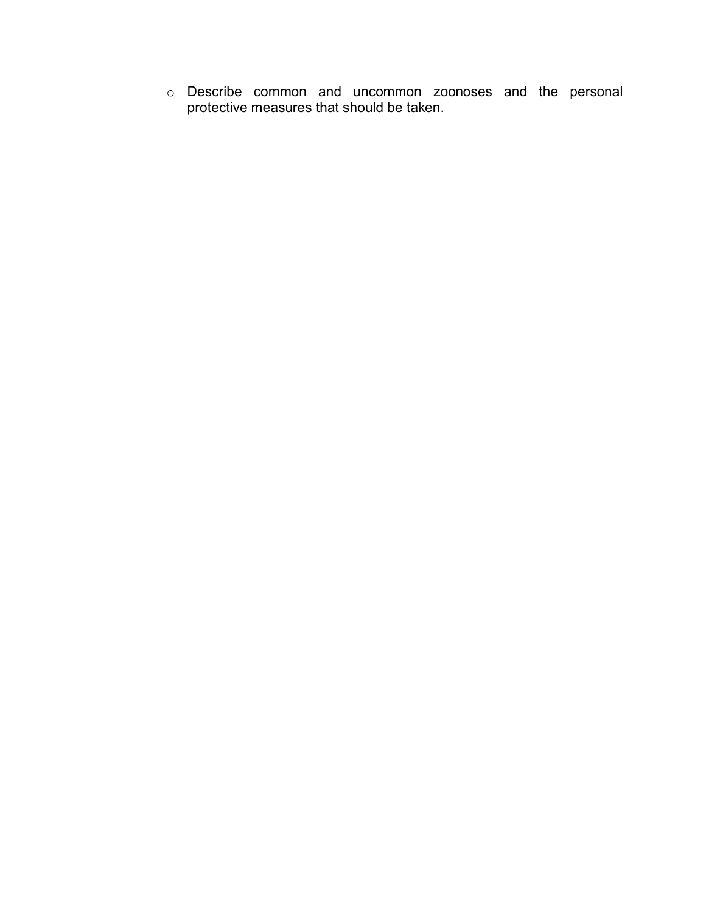- Describe common and uncommon zoonoses and the personal protective measures that should be taken.